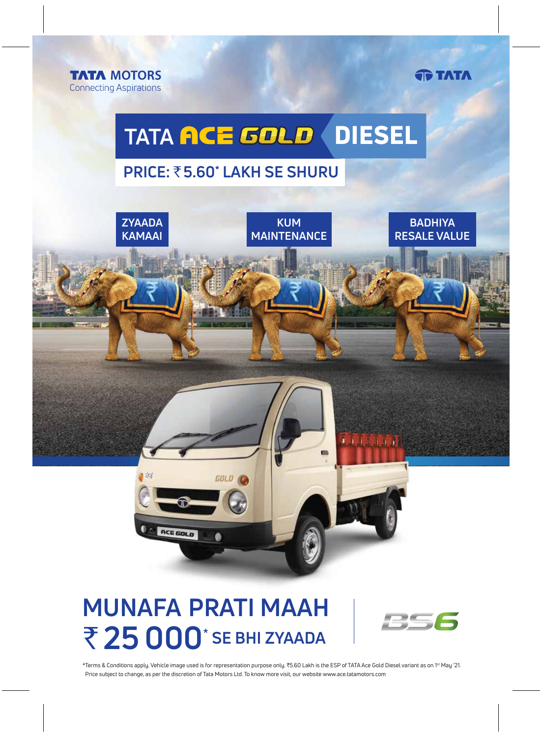TATA MOTORS
Connecting Aspirations

TATA

# TATA ACE GOLD DIESEL

## PRICE: ₹ 5.60* LAKH SE SHURU

ZYAADA KAMAAI

KUM MAINTENANCE

BADHIYA RESALE VALUE

# MUNAFA PRATI MAAH ₹ 25 000* SE BHI ZYAADA

BS6

*Terms & Conditions apply. Vehicle image used is for representation purpose only. ₹5.60 Lakh is the ESP of TATA Ace Gold Diesel variant as on 1st May '21. Price subject to change, as per the discretion of Tata Motors Ltd. To know more visit, our website www.ace.tatamotors.com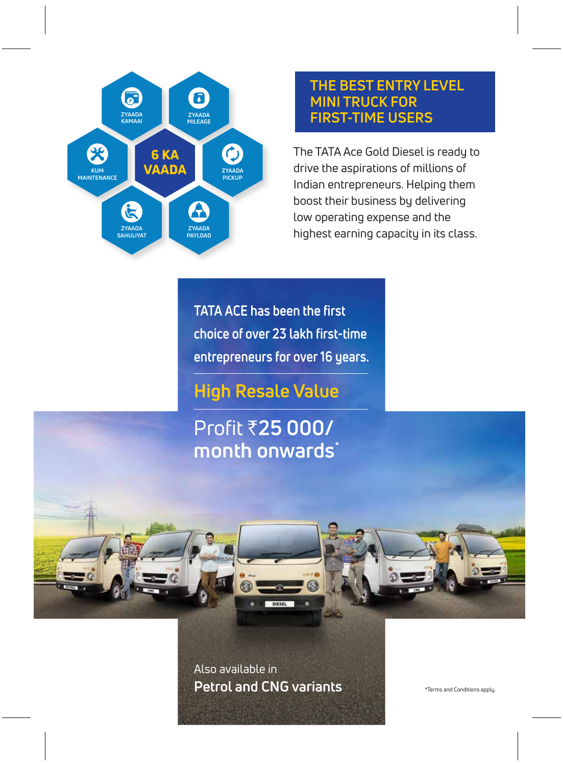**6 KA VAADA**

- ZYAADA KAMAAI
- ZYAADA MILEAGE
- ZYAADA PICKUP
- ZYAADA PAYLOAD
- ZYAADA SAHULIYAT
- KUM MAINTENANCE

## THE BEST ENTRY LEVEL MINI TRUCK FOR FIRST-TIME USERS

The TATA Ace Gold Diesel is ready to drive the aspirations of millions of Indian entrepreneurs. Helping them boost their business by delivering low operating expense and the highest earning capacity in its class.

TATA ACE has been the first choice of over 23 lakh first-time entrepreneurs for over 16 years.

**High Resale Value**

Profit ₹**25 000/ month onwards***

Also available in
**Petrol and CNG variants**

*Terms and Conditions apply.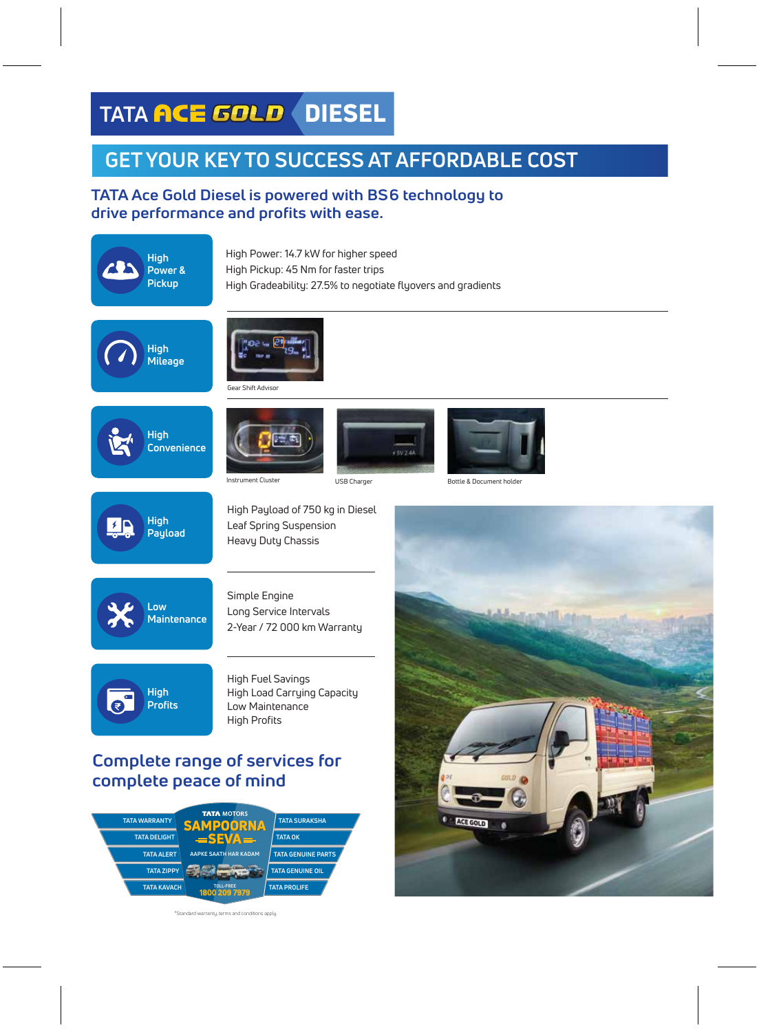# TATA ACE GOLD DIESEL

## GET YOUR KEY TO SUCCESS AT AFFORDABLE COST

### TATA Ace Gold Diesel is powered with BS6 technology to drive performance and profits with ease.

**High Power & Pickup**

High Power: 14.7 kW for higher speed
High Pickup: 45 Nm for faster trips
High Gradeability: 27.5% to negotiate flyovers and gradients

**High Mileage**

Gear Shift Advisor

**High Convenience**

Instrument Cluster

USB Charger

Bottle & Document holder

**High Payload**

High Payload of 750 kg in Diesel
Leaf Spring Suspension
Heavy Duty Chassis

**Low Maintenance**

Simple Engine
Long Service Intervals
2-Year / 72 000 km Warranty

**High Profits**

High Fuel Savings
High Load Carrying Capacity
Low Maintenance
High Profits

### Complete range of services for complete peace of mind

TATA MOTORS SAMPOORNA SEVA – AAPKE SAATH HAR KADAM

- TATA WARRANTY
- TATA DELIGHT
- TATA ALERT
- TATA ZIPPY
- TATA KAVACH
- TATA SURAKSHA
- TATA OK
- TATA GENUINE PARTS
- TATA GENUINE OIL
- TATA PROLIFE

TOLL-FREE 1800 209 7979

*Standard warranty, terms and conditions apply.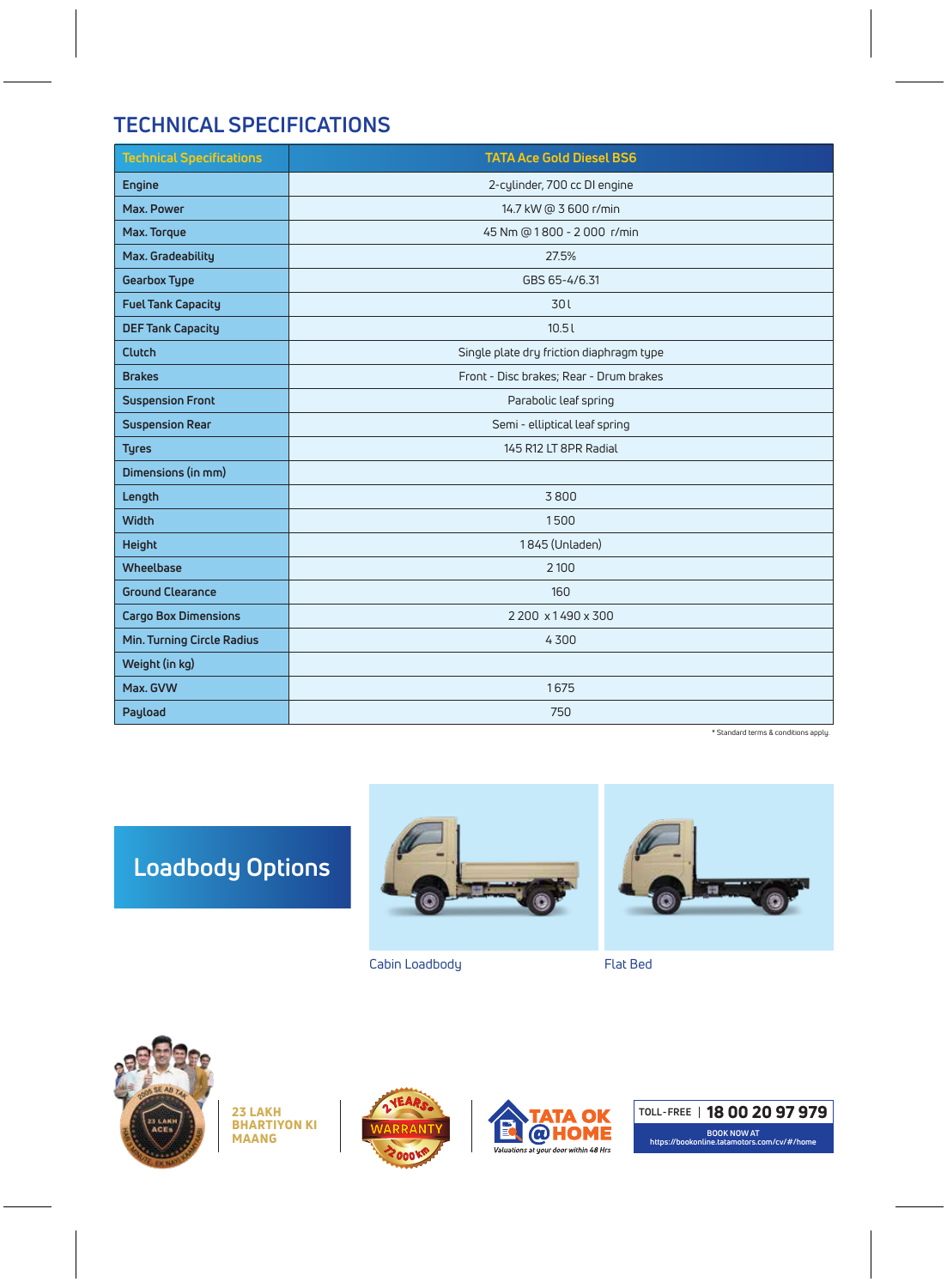# TECHNICAL SPECIFICATIONS

| Technical Specifications | TATA Ace Gold Diesel BS6 |
|---|---|
| Engine | 2-cylinder, 700 cc DI engine |
| Max. Power | 14.7 kW @ 3 600 r/min |
| Max. Torque | 45 Nm @ 1 800 - 2 000 r/min |
| Max. Gradeability | 27.5% |
| Gearbox Type | GBS 65-4/6.31 |
| Fuel Tank Capacity | 30 l |
| DEF Tank Capacity | 10.5 l |
| Clutch | Single plate dry friction diaphragm type |
| Brakes | Front - Disc brakes; Rear - Drum brakes |
| Suspension Front | Parabolic leaf spring |
| Suspension Rear | Semi - elliptical leaf spring |
| Tyres | 145 R12 LT 8PR Radial |
| Dimensions (in mm) | |
| Length | 3 800 |
| Width | 1 500 |
| Height | 1 845 (Unladen) |
| Wheelbase | 2 100 |
| Ground Clearance | 160 |
| Cargo Box Dimensions | 2 200 x 1 490 x 300 |
| Min. Turning Circle Radius | 4 300 |
| Weight (in kg) | |
| Max. GVW | 1 675 |
| Payload | 750 |

* Standard terms & conditions apply.

## Loadbody Options

Cabin Loadbody

Flat Bed

23 LAKH BHARTIYON KI MAANG

2 YEARS WARRANTY 72 000 km

TATA OK @HOME

Valuations at your door within 48 Hrs

TOLL-FREE | 18 00 20 97 979

BOOK NOW AT https://bookonline.tatamotors.com/cv/#/home